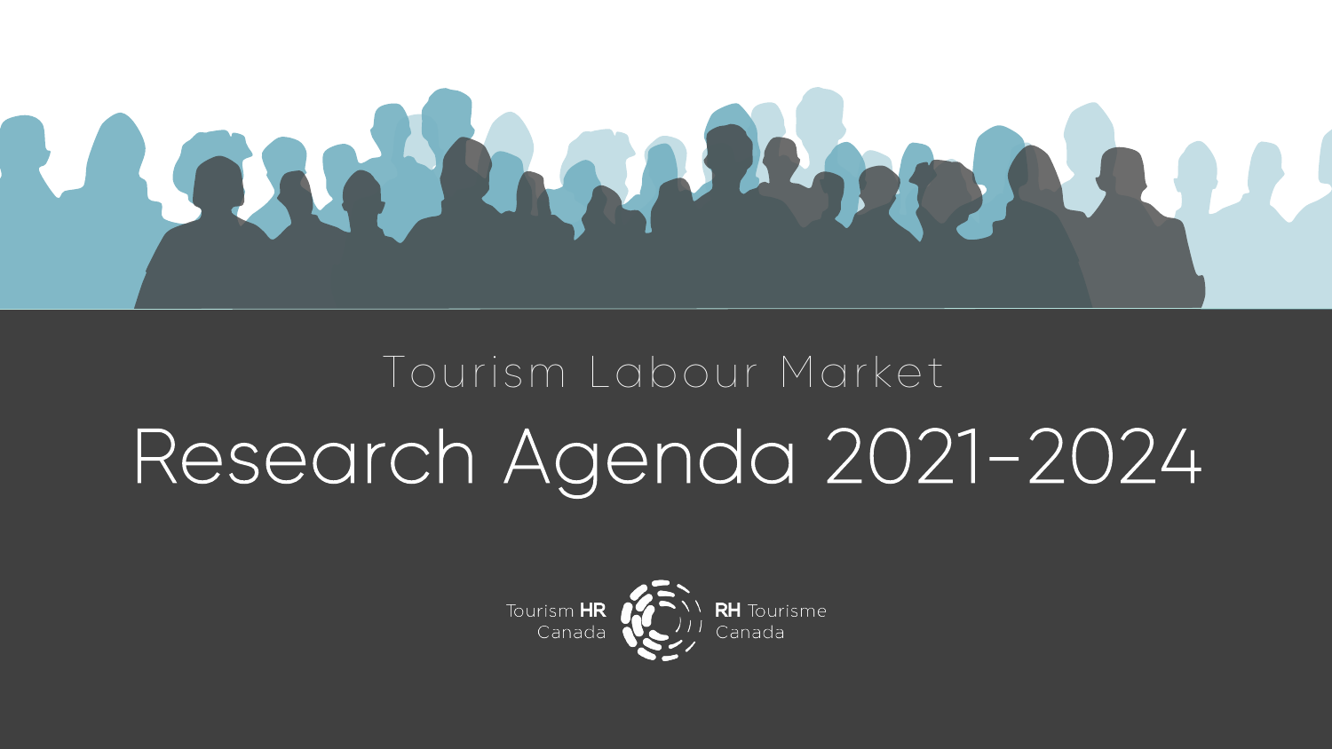Tourism Labour Market

# Research Agenda 2021-2024

Tourism **HR** Canada

**RH** Tourisme Canada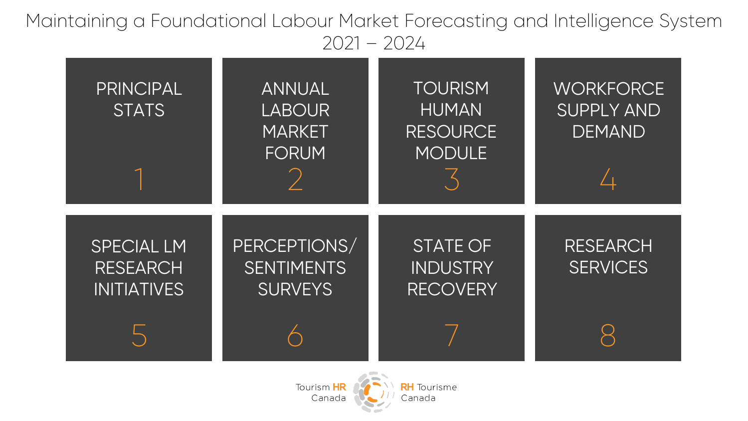# Maintaining a Foundational Labour Market Forecasting and Intelligence System 2021 – 2024

1. PRINCIPAL STATS
2. ANNUAL LABOUR MARKET FORUM
3. TOURISM HUMAN RESOURCE MODULE
4. WORKFORCE SUPPLY AND DEMAND
5. SPECIAL LM RESEARCH INITIATIVES
6. PERCEPTIONS/ SENTIMENTS SURVEYS
7. STATE OF INDUSTRY RECOVERY
8. RESEARCH SERVICES

Tourism HR Canada | RH Tourisme Canada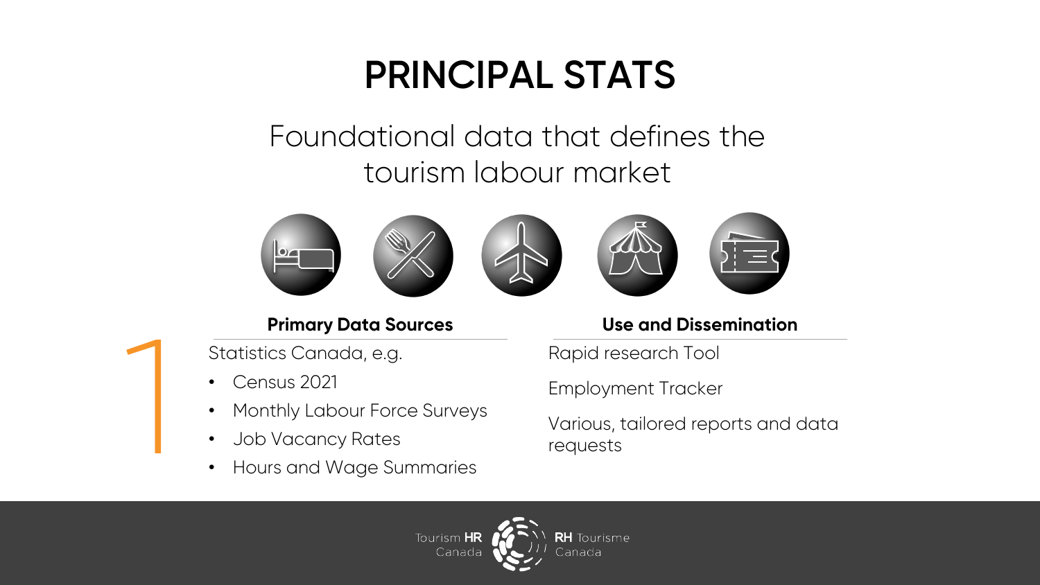# PRINCIPAL STATS

Foundational data that defines the tourism labour market

1

### Primary Data Sources

Statistics Canada, e.g.

- Census 2021
- Monthly Labour Force Surveys
- Job Vacancy Rates
- Hours and Wage Summaries

### Use and Dissemination

Rapid research Tool

Employment Tracker

Various, tailored reports and data requests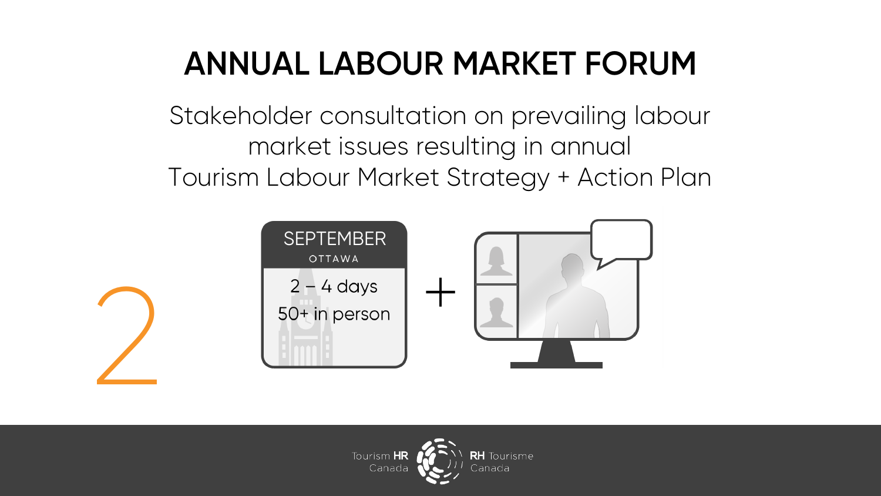# ANNUAL LABOUR MARKET FORUM

Stakeholder consultation on prevailing labour market issues resulting in annual Tourism Labour Market Strategy + Action Plan

2

SEPTEMBER
OTTAWA

2 – 4 days
50+ in person

+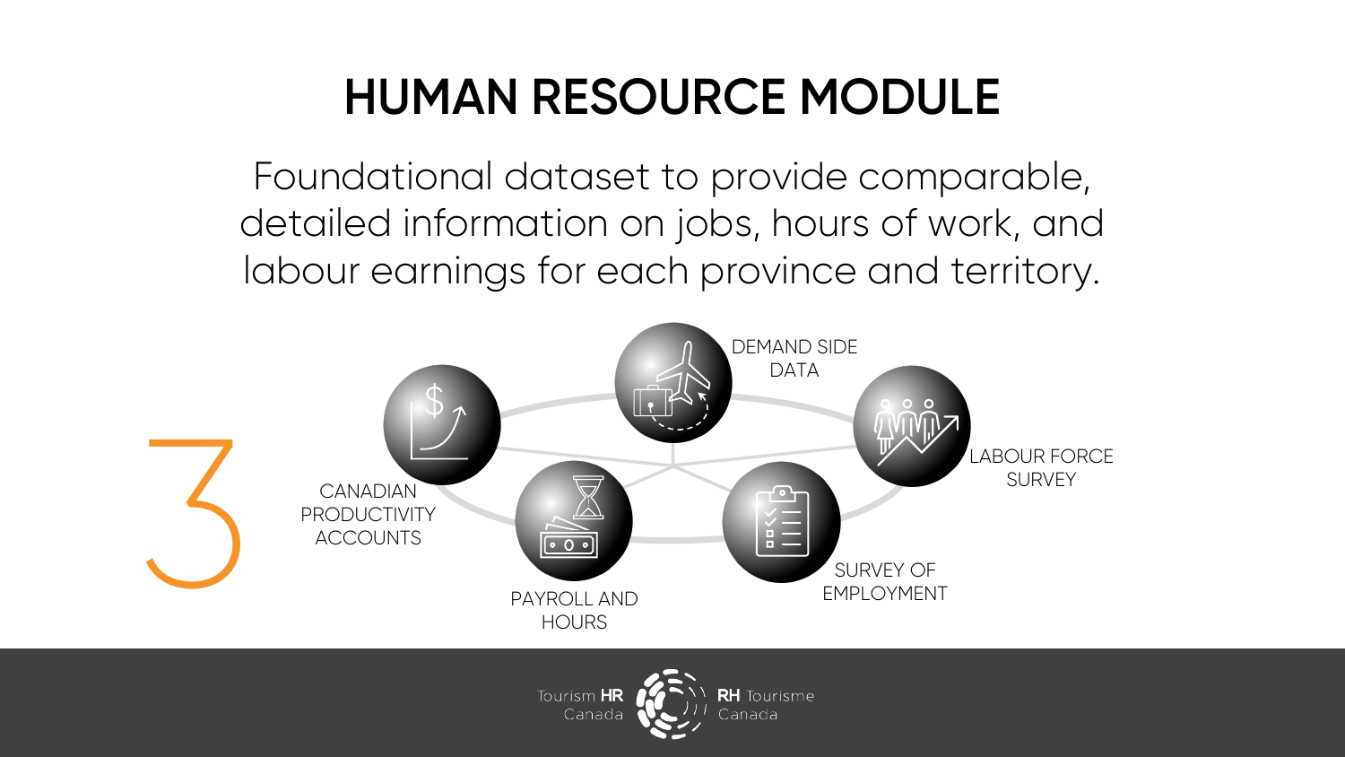# HUMAN RESOURCE MODULE

Foundational dataset to provide comparable, detailed information on jobs, hours of work, and labour earnings for each province and territory.

3

- DEMAND SIDE DATA
- LABOUR FORCE SURVEY
- SURVEY OF EMPLOYMENT
- PAYROLL AND HOURS
- CANADIAN PRODUCTIVITY ACCOUNTS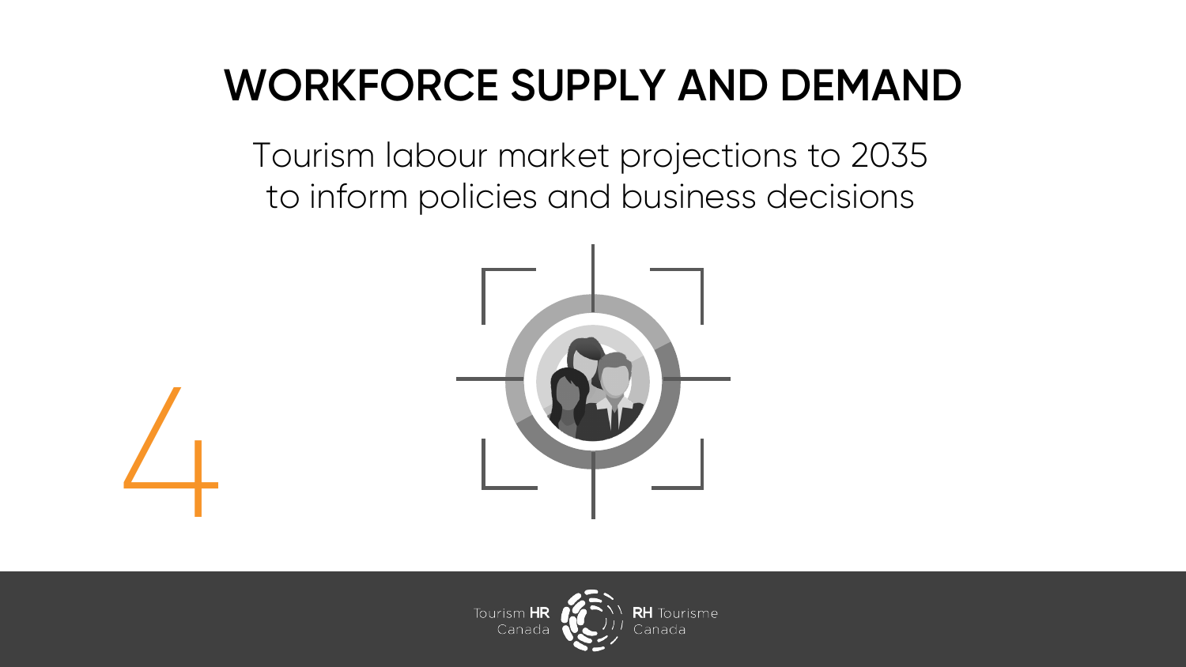# WORKFORCE SUPPLY AND DEMAND

Tourism labour market projections to 2035
to inform policies and business decisions

4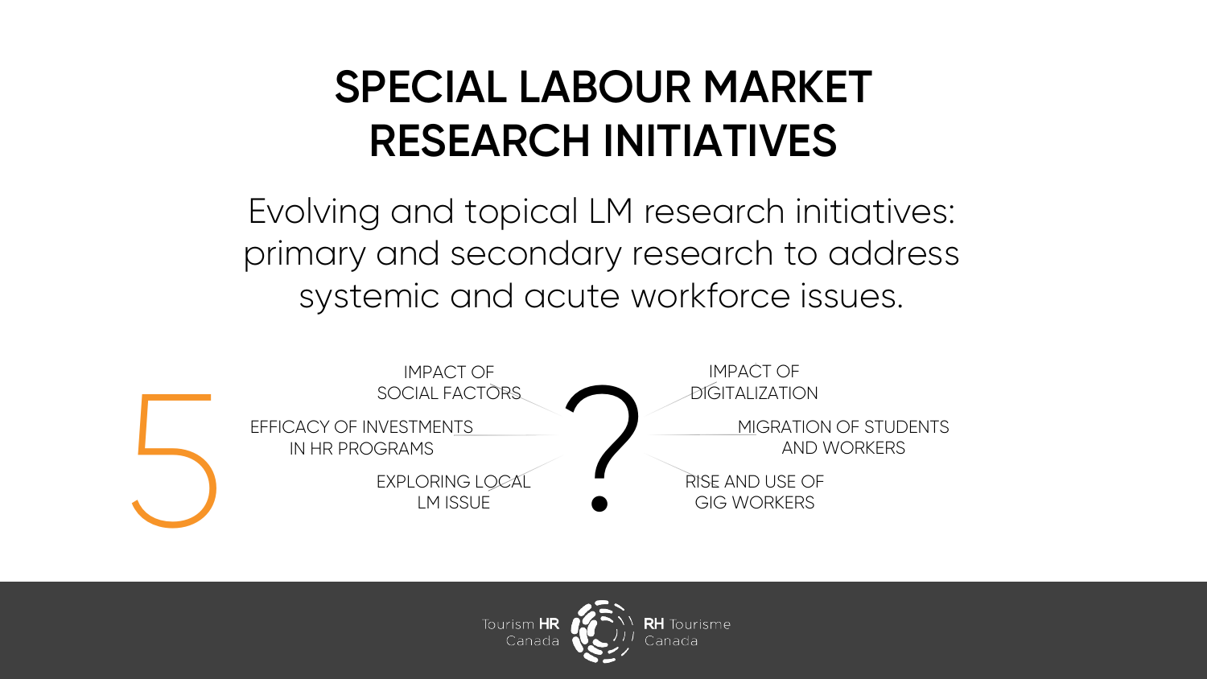# SPECIAL LABOUR MARKET RESEARCH INITIATIVES

Evolving and topical LM research initiatives: primary and secondary research to address systemic and acute workforce issues.

5

- IMPACT OF SOCIAL FACTORS
- EFFICACY OF INVESTMENTS IN HR PROGRAMS
- EXPLORING LOCAL LM ISSUE
- IMPACT OF DIGITALIZATION
- MIGRATION OF STUDENTS AND WORKERS
- RISE AND USE OF GIG WORKERS

?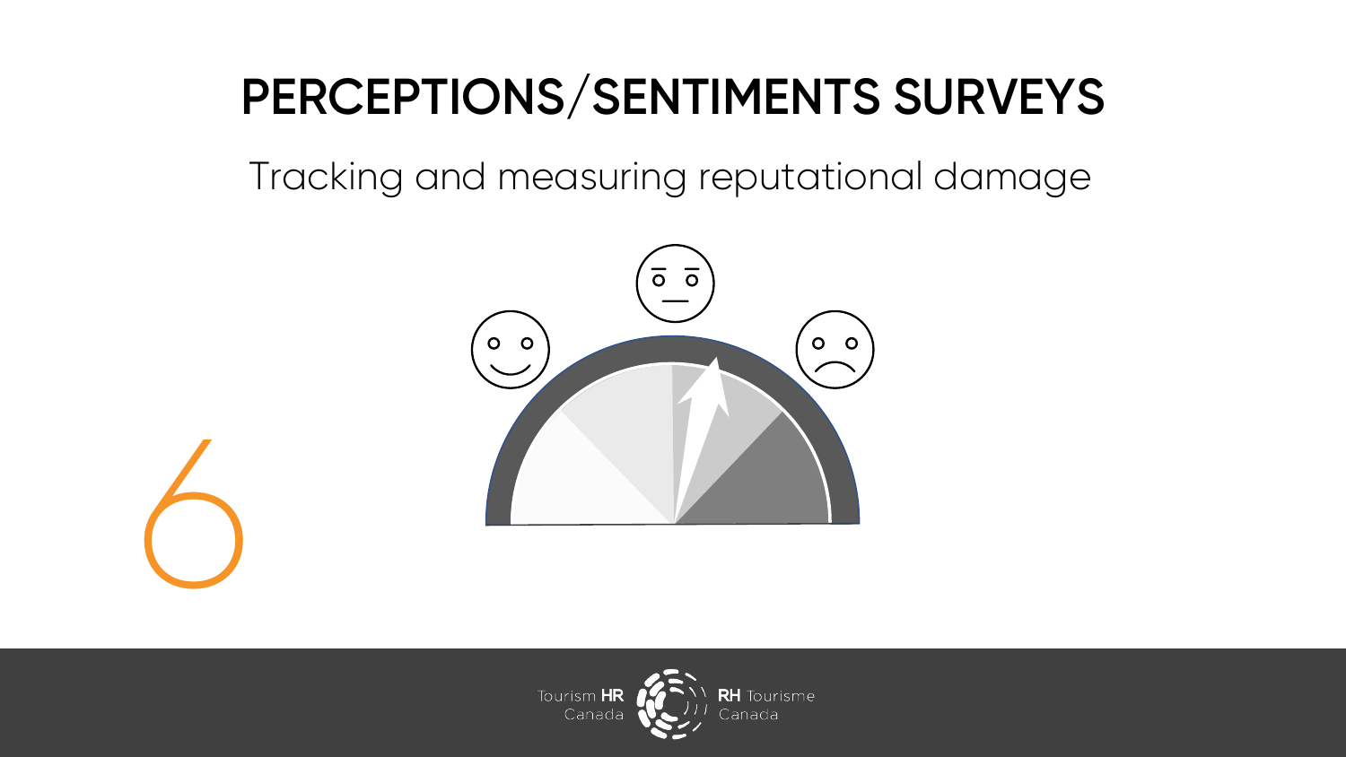# PERCEPTIONS/SENTIMENTS SURVEYS

Tracking and measuring reputational damage

6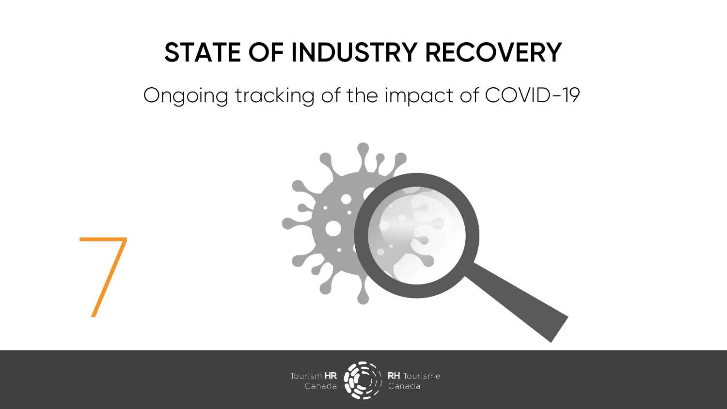# STATE OF INDUSTRY RECOVERY

Ongoing tracking of the impact of COVID-19

7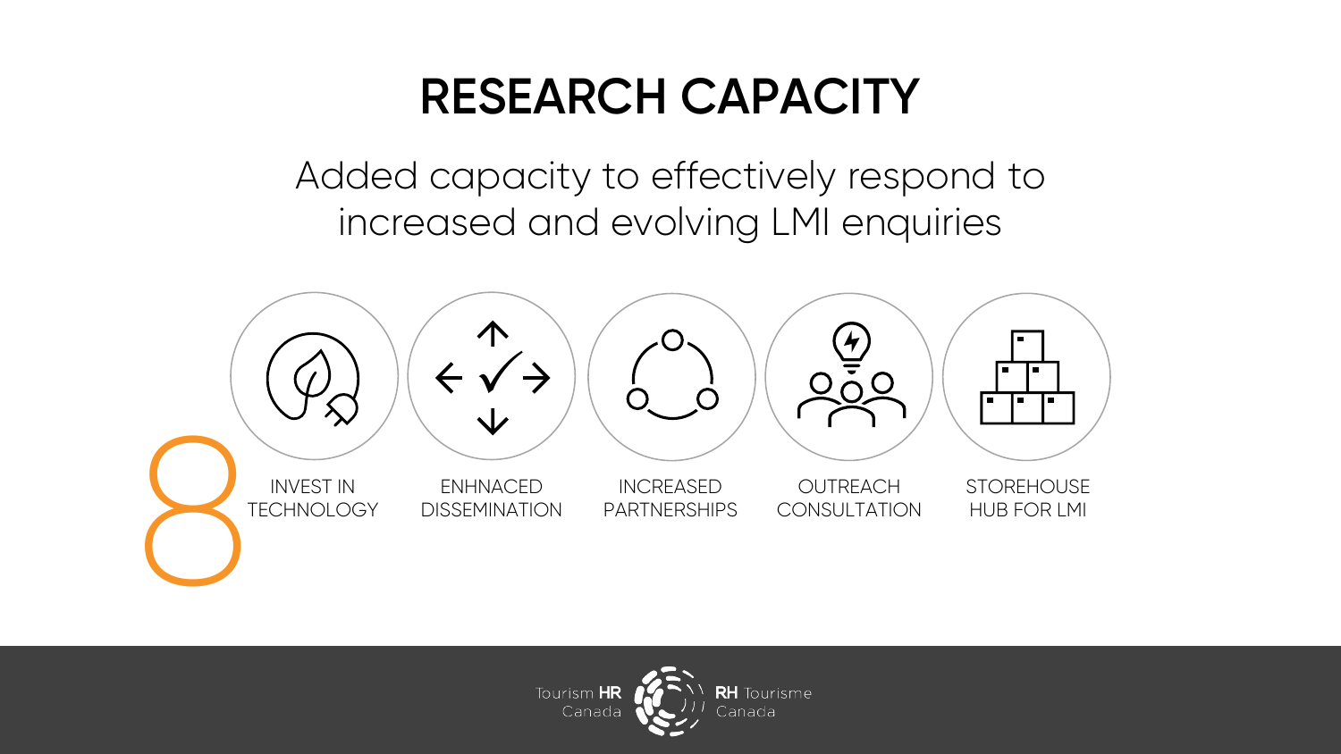# RESEARCH CAPACITY

Added capacity to effectively respond to increased and evolving LMI enquiries

8

- INVEST IN TECHNOLOGY
- ENHNACED DISSEMINATION
- INCREASED PARTNERSHIPS
- OUTREACH CONSULTATION
- STOREHOUSE HUB FOR LMI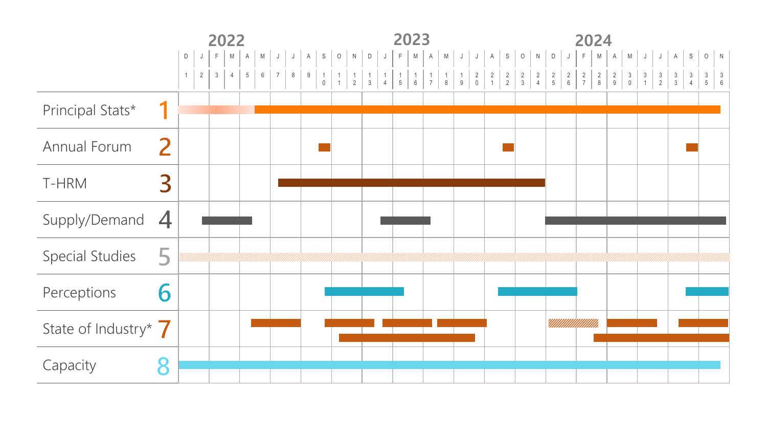| | | 2022 | | | | | | | | | | | | 2023 | | | | | | | | | | | | 2024 | | | | | | | | | | | |
|---|---|---|---|---|---|---|---|---|---|---|---|---|---|---|---|---|---|---|---|---|---|---|---|---|---|---|---|---|---|---|---|---|---|---|---|---|---|
| | | D | J | F | M | A | M | J | J | A | S | O | N | D | J | F | M | A | M | J | J | A | S | O | N | D | J | F | M | A | M | J | J | A | S | O | N |
| | | 1 | 2 | 3 | 4 | 5 | 6 | 7 | 8 | 9 | 10 | 11 | 12 | 13 | 14 | 15 | 16 | 17 | 18 | 19 | 20 | 21 | 22 | 23 | 24 | 25 | 26 | 27 | 28 | 29 | 30 | 31 | 32 | 33 | 34 | 35 | 36 |
| Principal Stats* | 1 | | | | | | | | | | | | | | | | | | | | | | | | | | | | | | | | | | | | |
| Annual Forum | 2 | | | | | | | | | | | | | | | | | | | | | | | | | | | | | | | | | | | | |
| T-HRM | 3 | | | | | | | | | | | | | | | | | | | | | | | | | | | | | | | | | | | | |
| Supply/Demand | 4 | | | | | | | | | | | | | | | | | | | | | | | | | | | | | | | | | | | | |
| Special Studies | 5 | | | | | | | | | | | | | | | | | | | | | | | | | | | | | | | | | | | | |
| Perceptions | 6 | | | | | | | | | | | | | | | | | | | | | | | | | | | | | | | | | | | | |
| State of Industry* | 7 | | | | | | | | | | | | | | | | | | | | | | | | | | | | | | | | | | | | |
| Capacity | 8 | | | | | | | | | | | | | | | | | | | | | | | | | | | | | | | | | | | | |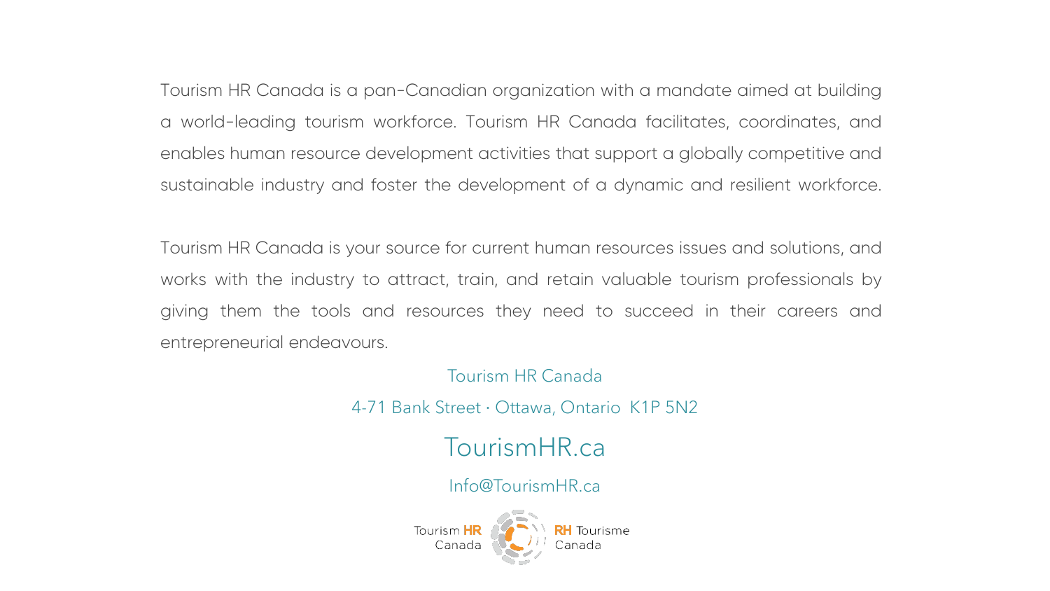Tourism HR Canada is a pan-Canadian organization with a mandate aimed at building a world-leading tourism workforce. Tourism HR Canada facilitates, coordinates, and enables human resource development activities that support a globally competitive and sustainable industry and foster the development of a dynamic and resilient workforce.

Tourism HR Canada is your source for current human resources issues and solutions, and works with the industry to attract, train, and retain valuable tourism professionals by giving them the tools and resources they need to succeed in their careers and entrepreneurial endeavours.

Tourism HR Canada

4-71 Bank Street · Ottawa, Ontario K1P 5N2

TourismHR.ca

Info@TourismHR.ca

Tourism HR Canada RH Tourisme Canada